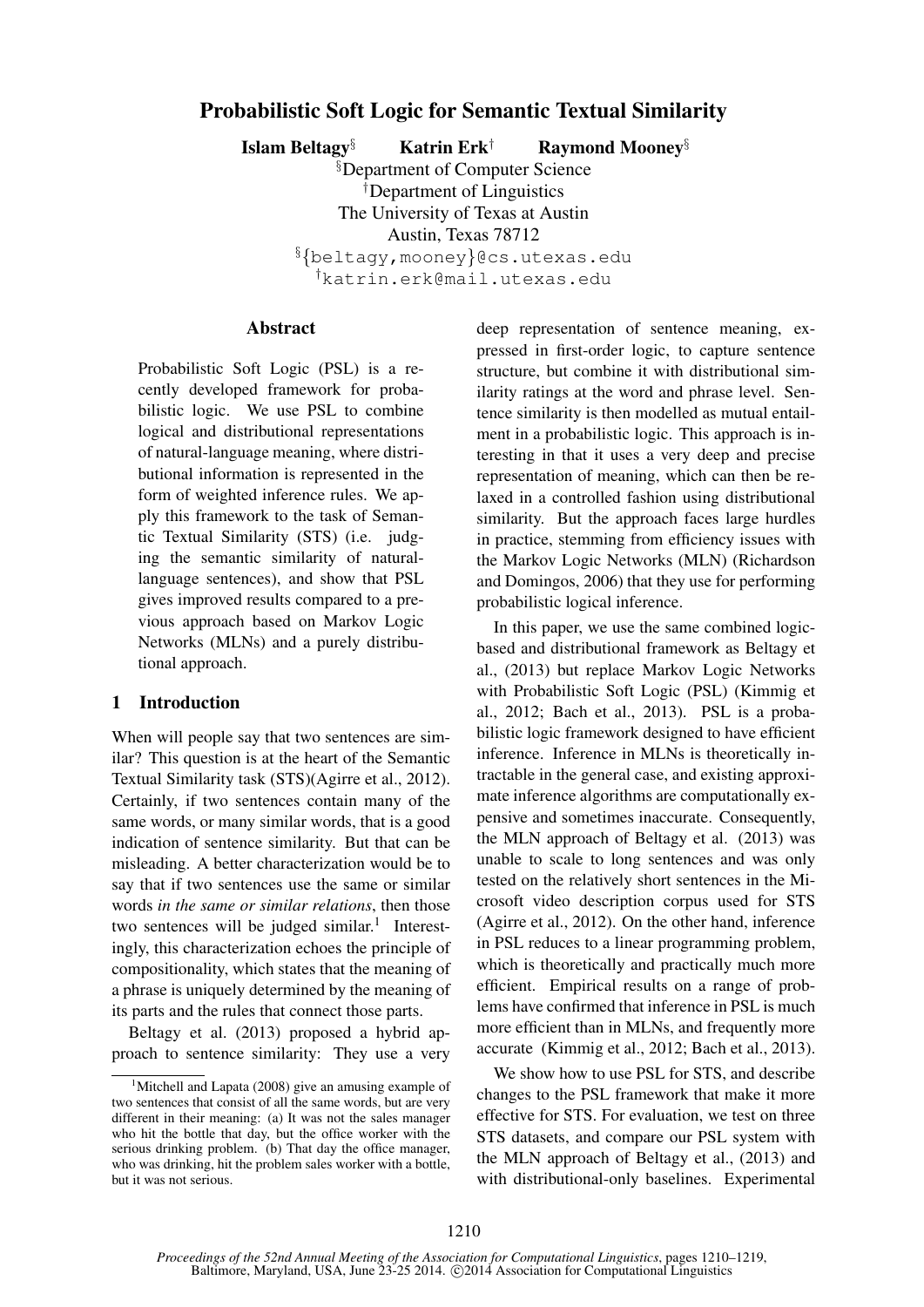# Probabilistic Soft Logic for Semantic Textual Similarity

**Islam Beltagy**[§] **Katrin Erk**[†] **Raymond Mooney**[§]

[§]Department of Computer Science
[†]Department of Linguistics
The University of Texas at Austin
Austin, Texas 78712
[§]{beltagy,mooney}@cs.utexas.edu
[†]katrin.erk@mail.utexas.edu

## Abstract

Probabilistic Soft Logic (PSL) is a recently developed framework for probabilistic logic. We use PSL to combine logical and distributional representations of natural-language meaning, where distributional information is represented in the form of weighted inference rules. We apply this framework to the task of Semantic Textual Similarity (STS) (i.e. judging the semantic similarity of natural-language sentences), and show that PSL gives improved results compared to a previous approach based on Markov Logic Networks (MLNs) and a purely distributional approach.

## 1 Introduction

When will people say that two sentences are similar? This question is at the heart of the Semantic Textual Similarity task (STS)(Agirre et al., 2012). Certainly, if two sentences contain many of the same words, or many similar words, that is a good indication of sentence similarity. But that can be misleading. A better characterization would be to say that if two sentences use the same or similar words *in the same or similar relations*, then those two sentences will be judged similar.[1] Interestingly, this characterization echoes the principle of compositionality, which states that the meaning of a phrase is uniquely determined by the meaning of its parts and the rules that connect those parts.

Beltagy et al. (2013) proposed a hybrid approach to sentence similarity: They use a very deep representation of sentence meaning, expressed in first-order logic, to capture sentence structure, but combine it with distributional similarity ratings at the word and phrase level. Sentence similarity is then modelled as mutual entailment in a probabilistic logic. This approach is interesting in that it uses a very deep and precise representation of meaning, which can then be relaxed in a controlled fashion using distributional similarity. But the approach faces large hurdles in practice, stemming from efficiency issues with the Markov Logic Networks (MLN) (Richardson and Domingos, 2006) that they use for performing probabilistic logical inference.

In this paper, we use the same combined logic-based and distributional framework as Beltagy et al., (2013) but replace Markov Logic Networks with Probabilistic Soft Logic (PSL) (Kimmig et al., 2012; Bach et al., 2013). PSL is a probabilistic logic framework designed to have efficient inference. Inference in MLNs is theoretically intractable in the general case, and existing approximate inference algorithms are computationally expensive and sometimes inaccurate. Consequently, the MLN approach of Beltagy et al. (2013) was unable to scale to long sentences and was only tested on the relatively short sentences in the Microsoft video description corpus used for STS (Agirre et al., 2012). On the other hand, inference in PSL reduces to a linear programming problem, which is theoretically and practically much more efficient. Empirical results on a range of problems have confirmed that inference in PSL is much more efficient than in MLNs, and frequently more accurate (Kimmig et al., 2012; Bach et al., 2013).

We show how to use PSL for STS, and describe changes to the PSL framework that make it more effective for STS. For evaluation, we test on three STS datasets, and compare our PSL system with the MLN approach of Beltagy et al., (2013) and with distributional-only baselines. Experimental

[1]Mitchell and Lapata (2008) give an amusing example of two sentences that consist of all the same words, but are very different in their meaning: (a) It was not the sales manager who hit the bottle that day, but the office worker with the serious drinking problem. (b) That day the office manager, who was drinking, hit the problem sales worker with a bottle, but it was not serious.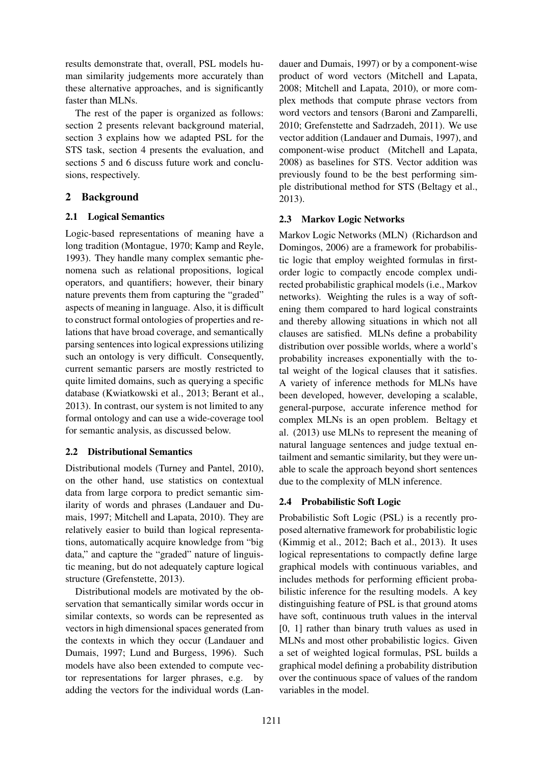results demonstrate that, overall, PSL models human similarity judgements more accurately than these alternative approaches, and is significantly faster than MLNs.

The rest of the paper is organized as follows: section 2 presents relevant background material, section 3 explains how we adapted PSL for the STS task, section 4 presents the evaluation, and sections 5 and 6 discuss future work and conclusions, respectively.

## 2 Background

### 2.1 Logical Semantics

Logic-based representations of meaning have a long tradition (Montague, 1970; Kamp and Reyle, 1993). They handle many complex semantic phenomena such as relational propositions, logical operators, and quantifiers; however, their binary nature prevents them from capturing the "graded" aspects of meaning in language. Also, it is difficult to construct formal ontologies of properties and relations that have broad coverage, and semantically parsing sentences into logical expressions utilizing such an ontology is very difficult. Consequently, current semantic parsers are mostly restricted to quite limited domains, such as querying a specific database (Kwiatkowski et al., 2013; Berant et al., 2013). In contrast, our system is not limited to any formal ontology and can use a wide-coverage tool for semantic analysis, as discussed below.

### 2.2 Distributional Semantics

Distributional models (Turney and Pantel, 2010), on the other hand, use statistics on contextual data from large corpora to predict semantic similarity of words and phrases (Landauer and Dumais, 1997; Mitchell and Lapata, 2010). They are relatively easier to build than logical representations, automatically acquire knowledge from "big data," and capture the "graded" nature of linguistic meaning, but do not adequately capture logical structure (Grefenstette, 2013).

Distributional models are motivated by the observation that semantically similar words occur in similar contexts, so words can be represented as vectors in high dimensional spaces generated from the contexts in which they occur (Landauer and Dumais, 1997; Lund and Burgess, 1996). Such models have also been extended to compute vector representations for larger phrases, e.g. by adding the vectors for the individual words (Landauer and Dumais, 1997) or by a component-wise product of word vectors (Mitchell and Lapata, 2008; Mitchell and Lapata, 2010), or more complex methods that compute phrase vectors from word vectors and tensors (Baroni and Zamparelli, 2010; Grefenstette and Sadrzadeh, 2011). We use vector addition (Landauer and Dumais, 1997), and component-wise product (Mitchell and Lapata, 2008) as baselines for STS. Vector addition was previously found to be the best performing simple distributional method for STS (Beltagy et al., 2013).

### 2.3 Markov Logic Networks

Markov Logic Networks (MLN) (Richardson and Domingos, 2006) are a framework for probabilistic logic that employ weighted formulas in first-order logic to compactly encode complex undirected probabilistic graphical models (i.e., Markov networks). Weighting the rules is a way of softening them compared to hard logical constraints and thereby allowing situations in which not all clauses are satisfied. MLNs define a probability distribution over possible worlds, where a world's probability increases exponentially with the total weight of the logical clauses that it satisfies. A variety of inference methods for MLNs have been developed, however, developing a scalable, general-purpose, accurate inference method for complex MLNs is an open problem. Beltagy et al. (2013) use MLNs to represent the meaning of natural language sentences and judge textual entailment and semantic similarity, but they were unable to scale the approach beyond short sentences due to the complexity of MLN inference.

### 2.4 Probabilistic Soft Logic

Probabilistic Soft Logic (PSL) is a recently proposed alternative framework for probabilistic logic (Kimmig et al., 2012; Bach et al., 2013). It uses logical representations to compactly define large graphical models with continuous variables, and includes methods for performing efficient probabilistic inference for the resulting models. A key distinguishing feature of PSL is that ground atoms have soft, continuous truth values in the interval [0, 1] rather than binary truth values as used in MLNs and most other probabilistic logics. Given a set of weighted logical formulas, PSL builds a graphical model defining a probability distribution over the continuous space of values of the random variables in the model.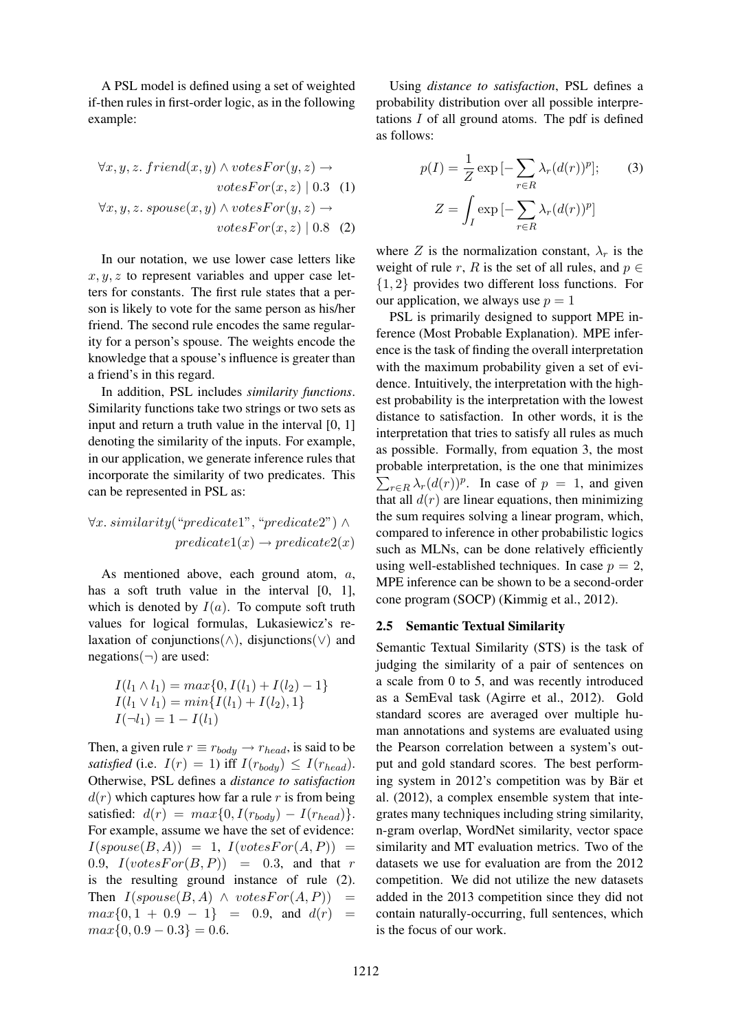A PSL model is defined using a set of weighted if-then rules in first-order logic, as in the following example:

$$\forall x, y, z.\ friend(x, y) \wedge votesFor(y, z) \rightarrow votesFor(x, z) \mid 0.3 \quad (1)$$

$$\forall x, y, z.\ spouse(x, y) \wedge votesFor(y, z) \rightarrow votesFor(x, z) \mid 0.8 \quad (2)$$

In our notation, we use lower case letters like $x, y, z$ to represent variables and upper case letters for constants. The first rule states that a person is likely to vote for the same person as his/her friend. The second rule encodes the same regularity for a person's spouse. The weights encode the knowledge that a spouse's influence is greater than a friend's in this regard.

In addition, PSL includes *similarity functions*. Similarity functions take two strings or two sets as input and return a truth value in the interval [0, 1] denoting the similarity of the inputs. For example, in our application, we generate inference rules that incorporate the similarity of two predicates. This can be represented in PSL as:

$$\forall x.\ similarity(\text{"}predicate1\text{"}, \text{"}predicate2\text{"}) \wedge predicate1(x) \rightarrow predicate2(x)$$

As mentioned above, each ground atom, $a$, has a soft truth value in the interval [0, 1], which is denoted by $I(a)$. To compute soft truth values for logical formulas, Lukasiewicz's relaxation of conjunctions($\wedge$), disjunctions($\vee$) and negations($\neg$) are used:

$$I(l_1 \wedge l_1) = max\{0, I(l_1) + I(l_2) - 1\}$$
$$I(l_1 \vee l_1) = min\{I(l_1) + I(l_2), 1\}$$
$$I(\neg l_1) = 1 - I(l_1)$$

Then, a given rule $r \equiv r_{body} \rightarrow r_{head}$, is said to be *satisfied* (i.e. $I(r) = 1$) iff $I(r_{body}) \leq I(r_{head})$. Otherwise, PSL defines a *distance to satisfaction* $d(r)$ which captures how far a rule $r$ is from being satisfied: $d(r) = max\{0, I(r_{body}) - I(r_{head})\}$. For example, assume we have the set of evidence: $I(spouse(B, A)) = 1$, $I(votesFor(A, P)) = 0.9$, $I(votesFor(B, P)) = 0.3$, and that $r$ is the resulting ground instance of rule (2). Then $I(spouse(B, A) \wedge votesFor(A, P)) = max\{0, 1 + 0.9 - 1\} = 0.9$, and $d(r) = max\{0, 0.9 - 0.3\} = 0.6$.

Using *distance to satisfaction*, PSL defines a probability distribution over all possible interpretations $I$ of all ground atoms. The pdf is defined as follows:

$$p(I) = \frac{1}{Z} \exp\left[-\sum_{r \in R} \lambda_r (d(r))^p\right]; \quad (3)$$
$$Z = \int_I \exp\left[-\sum_{r \in R} \lambda_r (d(r))^p\right]$$

where $Z$ is the normalization constant, $\lambda_r$ is the weight of rule $r$, $R$ is the set of all rules, and $p \in \{1, 2\}$ provides two different loss functions. For our application, we always use $p = 1$

PSL is primarily designed to support MPE inference (Most Probable Explanation). MPE inference is the task of finding the overall interpretation with the maximum probability given a set of evidence. Intuitively, the interpretation with the highest probability is the interpretation with the lowest distance to satisfaction. In other words, it is the interpretation that tries to satisfy all rules as much as possible. Formally, from equation 3, the most probable interpretation, is the one that minimizes $\sum_{r \in R} \lambda_r (d(r))^p$. In case of $p = 1$, and given that all $d(r)$ are linear equations, then minimizing the sum requires solving a linear program, which, compared to inference in other probabilistic logics such as MLNs, can be done relatively efficiently using well-established techniques. In case $p = 2$, MPE inference can be shown to be a second-order cone program (SOCP) (Kimmig et al., 2012).

### 2.5 Semantic Textual Similarity

Semantic Textual Similarity (STS) is the task of judging the similarity of a pair of sentences on a scale from 0 to 5, and was recently introduced as a SemEval task (Agirre et al., 2012). Gold standard scores are averaged over multiple human annotations and systems are evaluated using the Pearson correlation between a system's output and gold standard scores. The best performing system in 2012's competition was by Bär et al. (2012), a complex ensemble system that integrates many techniques including string similarity, n-gram overlap, WordNet similarity, vector space similarity and MT evaluation metrics. Two of the datasets we use for evaluation are from the 2012 competition. We did not utilize the new datasets added in the 2013 competition since they did not contain naturally-occurring, full sentences, which is the focus of our work.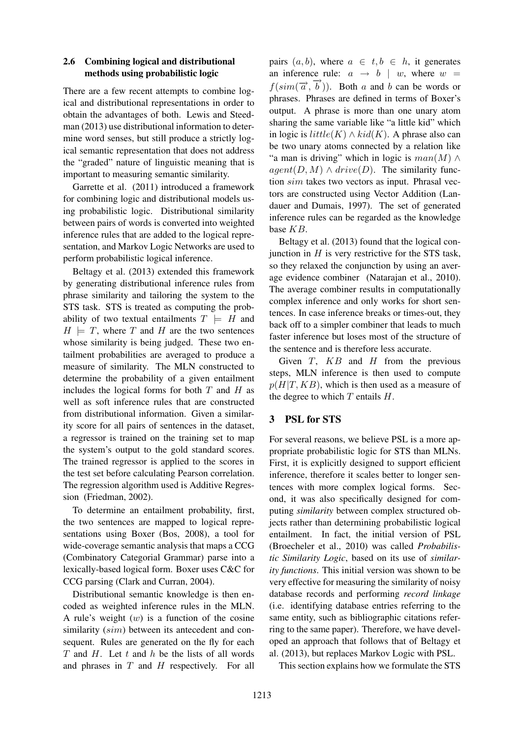### 2.6 Combining logical and distributional methods using probabilistic logic

There are a few recent attempts to combine logical and distributional representations in order to obtain the advantages of both. Lewis and Steedman (2013) use distributional information to determine word senses, but still produce a strictly logical semantic representation that does not address the "graded" nature of linguistic meaning that is important to measuring semantic similarity.

Garrette et al. (2011) introduced a framework for combining logic and distributional models using probabilistic logic. Distributional similarity between pairs of words is converted into weighted inference rules that are added to the logical representation, and Markov Logic Networks are used to perform probabilistic logical inference.

Beltagy et al. (2013) extended this framework by generating distributional inference rules from phrase similarity and tailoring the system to the STS task. STS is treated as computing the probability of two textual entailments $T \models H$ and $H \models T$, where $T$ and $H$ are the two sentences whose similarity is being judged. These two entailment probabilities are averaged to produce a measure of similarity. The MLN constructed to determine the probability of a given entailment includes the logical forms for both $T$ and $H$ as well as soft inference rules that are constructed from distributional information. Given a similarity score for all pairs of sentences in the dataset, a regressor is trained on the training set to map the system's output to the gold standard scores. The trained regressor is applied to the scores in the test set before calculating Pearson correlation. The regression algorithm used is Additive Regression (Friedman, 2002).

To determine an entailment probability, first, the two sentences are mapped to logical representations using Boxer (Bos, 2008), a tool for wide-coverage semantic analysis that maps a CCG (Combinatory Categorial Grammar) parse into a lexically-based logical form. Boxer uses C&C for CCG parsing (Clark and Curran, 2004).

Distributional semantic knowledge is then encoded as weighted inference rules in the MLN. A rule's weight ($w$) is a function of the cosine similarity ($sim$) between its antecedent and consequent. Rules are generated on the fly for each $T$ and $H$. Let $t$ and $h$ be the lists of all words and phrases in $T$ and $H$ respectively. For all pairs $(a, b)$, where $a \in t, b \in h$, it generates an inference rule: $a \rightarrow b \mid w$, where $w = f(sim(\overrightarrow{a}, \overrightarrow{b}))$. Both $a$ and $b$ can be words or phrases. Phrases are defined in terms of Boxer's output. A phrase is more than one unary atom sharing the same variable like "a little kid" which in logic is $little(K) \wedge kid(K)$. A phrase also can be two unary atoms connected by a relation like "a man is driving" which in logic is $man(M) \wedge agent(D, M) \wedge drive(D)$. The similarity function $sim$ takes two vectors as input. Phrasal vectors are constructed using Vector Addition (Landauer and Dumais, 1997). The set of generated inference rules can be regarded as the knowledge base $KB$.

Beltagy et al. (2013) found that the logical conjunction in $H$ is very restrictive for the STS task, so they relaxed the conjunction by using an average evidence combiner (Natarajan et al., 2010). The average combiner results in computationally complex inference and only works for short sentences. In case inference breaks or times-out, they back off to a simpler combiner that leads to much faster inference but loses most of the structure of the sentence and is therefore less accurate.

Given $T$, $KB$ and $H$ from the previous steps, MLN inference is then used to compute $p(H|T, KB)$, which is then used as a measure of the degree to which $T$ entails $H$.

## 3 PSL for STS

For several reasons, we believe PSL is a more appropriate probabilistic logic for STS than MLNs. First, it is explicitly designed to support efficient inference, therefore it scales better to longer sentences with more complex logical forms. Second, it was also specifically designed for computing *similarity* between complex structured objects rather than determining probabilistic logical entailment. In fact, the initial version of PSL (Broecheler et al., 2010) was called *Probabilistic Similarity Logic*, based on its use of *similarity functions*. This initial version was shown to be very effective for measuring the similarity of noisy database records and performing *record linkage* (i.e. identifying database entries referring to the same entity, such as bibliographic citations referring to the same paper). Therefore, we have developed an approach that follows that of Beltagy et al. (2013), but replaces Markov Logic with PSL.

This section explains how we formulate the STS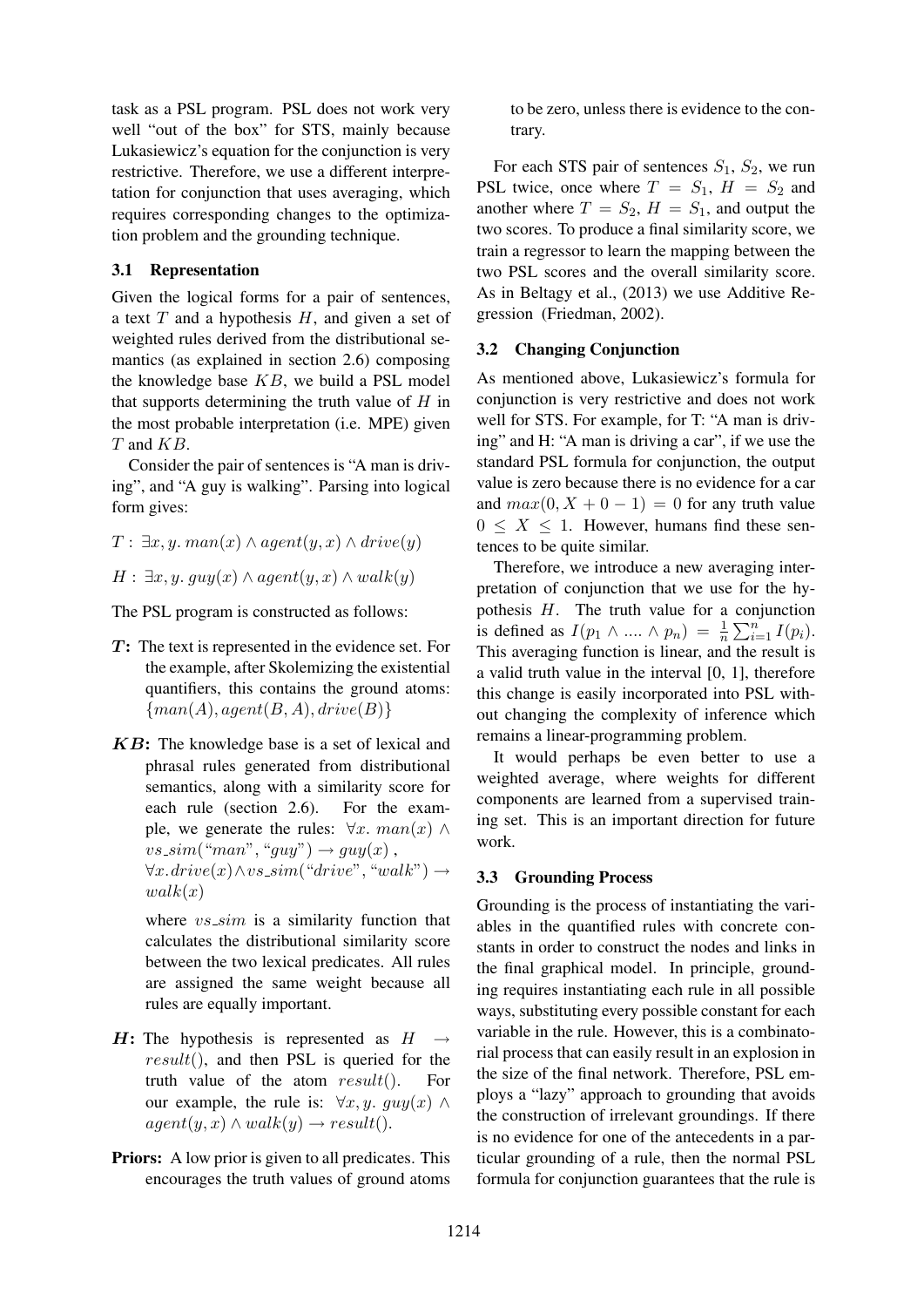task as a PSL program. PSL does not work very well "out of the box" for STS, mainly because Lukasiewicz's equation for the conjunction is very restrictive. Therefore, we use a different interpretation for conjunction that uses averaging, which requires corresponding changes to the optimization problem and the grounding technique.

### 3.1 Representation

Given the logical forms for a pair of sentences, a text $T$ and a hypothesis $H$, and given a set of weighted rules derived from the distributional semantics (as explained in section 2.6) composing the knowledge base $KB$, we build a PSL model that supports determining the truth value of $H$ in the most probable interpretation (i.e. MPE) given $T$ and $KB$.

Consider the pair of sentences is "A man is driving", and "A guy is walking". Parsing into logical form gives:

$T: \exists x, y.\ man(x) \wedge agent(y, x) \wedge drive(y)$

$H: \exists x, y.\ guy(x) \wedge agent(y, x) \wedge walk(y)$

The PSL program is constructed as follows:

- ***T*:** The text is represented in the evidence set. For the example, after Skolemizing the existential quantifiers, this contains the ground atoms: $\{man(A), agent(B, A), drive(B)\}$
- ***KB*:** The knowledge base is a set of lexical and phrasal rules generated from distributional semantics, along with a similarity score for each rule (section 2.6). For the example, we generate the rules: $\forall x.\ man(x) \wedge vs\_sim(\text{"}man\text{"}, \text{"}guy\text{"}) \rightarrow guy(x)$, $\forall x. drive(x) \wedge vs\_sim(\text{"}drive\text{"}, \text{"}walk\text{"}) \rightarrow walk(x)$

  where $vs\_sim$ is a similarity function that calculates the distributional similarity score between the two lexical predicates. All rules are assigned the same weight because all rules are equally important.
- ***H*:** The hypothesis is represented as $H \rightarrow result()$, and then PSL is queried for the truth value of the atom $result()$. For our example, the rule is: $\forall x, y.\ guy(x) \wedge agent(y, x) \wedge walk(y) \rightarrow result()$.
- **Priors:** A low prior is given to all predicates. This encourages the truth values of ground atoms to be zero, unless there is evidence to the contrary.

For each STS pair of sentences $S_1$, $S_2$, we run PSL twice, once where $T = S_1$, $H = S_2$ and another where $T = S_2$, $H = S_1$, and output the two scores. To produce a final similarity score, we train a regressor to learn the mapping between the two PSL scores and the overall similarity score. As in Beltagy et al., (2013) we use Additive Regression (Friedman, 2002).

### 3.2 Changing Conjunction

As mentioned above, Lukasiewicz's formula for conjunction is very restrictive and does not work well for STS. For example, for T: "A man is driving" and H: "A man is driving a car", if we use the standard PSL formula for conjunction, the output value is zero because there is no evidence for a car and $max(0, X + 0 - 1) = 0$ for any truth value $0 \leq X \leq 1$. However, humans find these sentences to be quite similar.

Therefore, we introduce a new averaging interpretation of conjunction that we use for the hypothesis $H$. The truth value for a conjunction is defined as $I(p_1 \wedge .... \wedge p_n) = \frac{1}{n}\sum_{i=1}^{n} I(p_i)$. This averaging function is linear, and the result is a valid truth value in the interval [0, 1], therefore this change is easily incorporated into PSL without changing the complexity of inference which remains a linear-programming problem.

It would perhaps be even better to use a weighted average, where weights for different components are learned from a supervised training set. This is an important direction for future work.

### 3.3 Grounding Process

Grounding is the process of instantiating the variables in the quantified rules with concrete constants in order to construct the nodes and links in the final graphical model. In principle, grounding requires instantiating each rule in all possible ways, substituting every possible constant for each variable in the rule. However, this is a combinatorial process that can easily result in an explosion in the size of the final network. Therefore, PSL employs a "lazy" approach to grounding that avoids the construction of irrelevant groundings. If there is no evidence for one of the antecedents in a particular grounding of a rule, then the normal PSL formula for conjunction guarantees that the rule is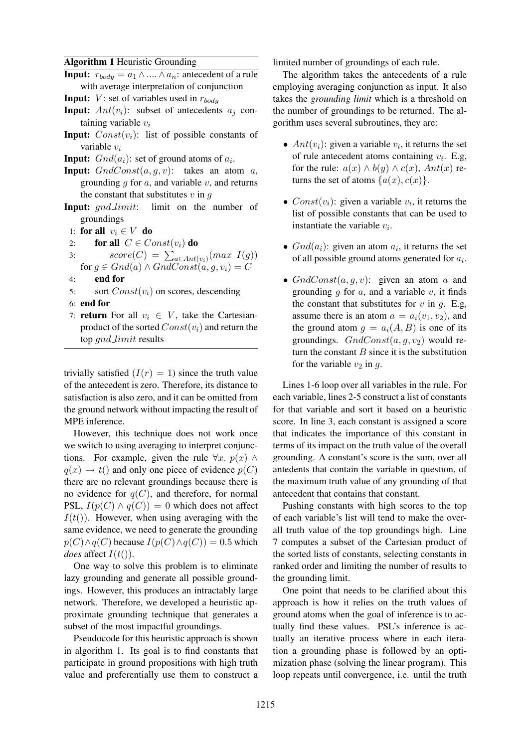**Algorithm 1** Heuristic Grounding

**Input:** $r_{body} = a_1 \wedge .... \wedge a_n$: antecedent of a rule with average interpretation of conjunction
**Input:** $V$: set of variables used in $r_{body}$
**Input:** $Ant(v_i)$: subset of antecedents $a_j$ containing variable $v_i$
**Input:** $Const(v_i)$: list of possible constants of variable $v_i$
**Input:** $Gnd(a_i)$: set of ground atoms of $a_i$.
**Input:** $GndConst(a, g, v)$: takes an atom $a$, grounding $g$ for $a$, and variable $v$, and returns the constant that substitutes $v$ in $g$
**Input:** $gnd\_limit$: limit on the number of groundings

1: **for all** $v_i \in V$ **do**
2: &nbsp;&nbsp;&nbsp;&nbsp;**for all** $C \in Const(v_i)$ **do**
3: &nbsp;&nbsp;&nbsp;&nbsp;&nbsp;&nbsp;&nbsp;&nbsp;$score(C) = \sum_{a \in Ant(v_i)} (max\ I(g))$ for $g \in Gnd(a) \wedge GndConst(a, g, v_i) = C$
4: &nbsp;&nbsp;&nbsp;&nbsp;**end for**
5: &nbsp;&nbsp;&nbsp;&nbsp;sort $Const(v_i)$ on scores, descending
6: **end for**
7: **return** For all $v_i \in V$, take the Cartesian-product of the sorted $Const(v_i)$ and return the top $gnd\_limit$ results

trivially satisfied ($I(r) = 1$) since the truth value of the antecedent is zero. Therefore, its distance to satisfaction is also zero, and it can be omitted from the ground network without impacting the result of MPE inference.

However, this technique does not work once we switch to using averaging to interpret conjunctions. For example, given the rule $\forall x.\ p(x) \wedge q(x) \rightarrow t()$ and only one piece of evidence $p(C)$ there are no relevant groundings because there is no evidence for $q(C)$, and therefore, for normal PSL, $I(p(C) \wedge q(C)) = 0$ which does not affect $I(t())$. However, when using averaging with the same evidence, we need to generate the grounding $p(C) \wedge q(C)$ because $I(p(C) \wedge q(C)) = 0.5$ which *does* affect $I(t())$.

One way to solve this problem is to eliminate lazy grounding and generate all possible groundings. However, this produces an intractably large network. Therefore, we developed a heuristic approximate grounding technique that generates a subset of the most impactful groundings.

Pseudocode for this heuristic approach is shown in algorithm 1. Its goal is to find constants that participate in ground propositions with high truth value and preferentially use them to construct a limited number of groundings of each rule.

The algorithm takes the antecedents of a rule employing averaging conjunction as input. It also takes the *grounding limit* which is a threshold on the number of groundings to be returned. The algorithm uses several subroutines, they are:

- $Ant(v_i)$: given a variable $v_i$, it returns the set of rule antecedent atoms containing $v_i$. E.g, for the rule: $a(x) \wedge b(y) \wedge c(x)$, $Ant(x)$ returns the set of atoms $\{a(x), c(x)\}$.
- $Const(v_i)$: given a variable $v_i$, it returns the list of possible constants that can be used to instantiate the variable $v_i$.
- $Gnd(a_i)$: given an atom $a_i$, it returns the set of all possible ground atoms generated for $a_i$.
- $GndConst(a, g, v)$: given an atom $a$ and grounding $g$ for $a$, and a variable $v$, it finds the constant that substitutes for $v$ in $g$. E.g, assume there is an atom $a = a_i(v_1, v_2)$, and the ground atom $g = a_i(A, B)$ is one of its groundings. $GndConst(a, g, v_2)$ would return the constant $B$ since it is the substitution for the variable $v_2$ in $g$.

Lines 1-6 loop over all variables in the rule. For each variable, lines 2-5 construct a list of constants for that variable and sort it based on a heuristic score. In line 3, each constant is assigned a score that indicates the importance of this constant in terms of its impact on the truth value of the overall grounding. A constant's score is the sum, over all antedents that contain the variable in question, of the maximum truth value of any grounding of that antecedent that contains that constant.

Pushing constants with high scores to the top of each variable's list will tend to make the overall truth value of the top groundings high. Line 7 computes a subset of the Cartesian product of the sorted lists of constants, selecting constants in ranked order and limiting the number of results to the grounding limit.

One point that needs to be clarified about this approach is how it relies on the truth values of ground atoms when the goal of inference is to actually find these values. PSL's inference is actually an iterative process where in each iteration a grounding phase is followed by an optimization phase (solving the linear program). This loop repeats until convergence, i.e. until the truth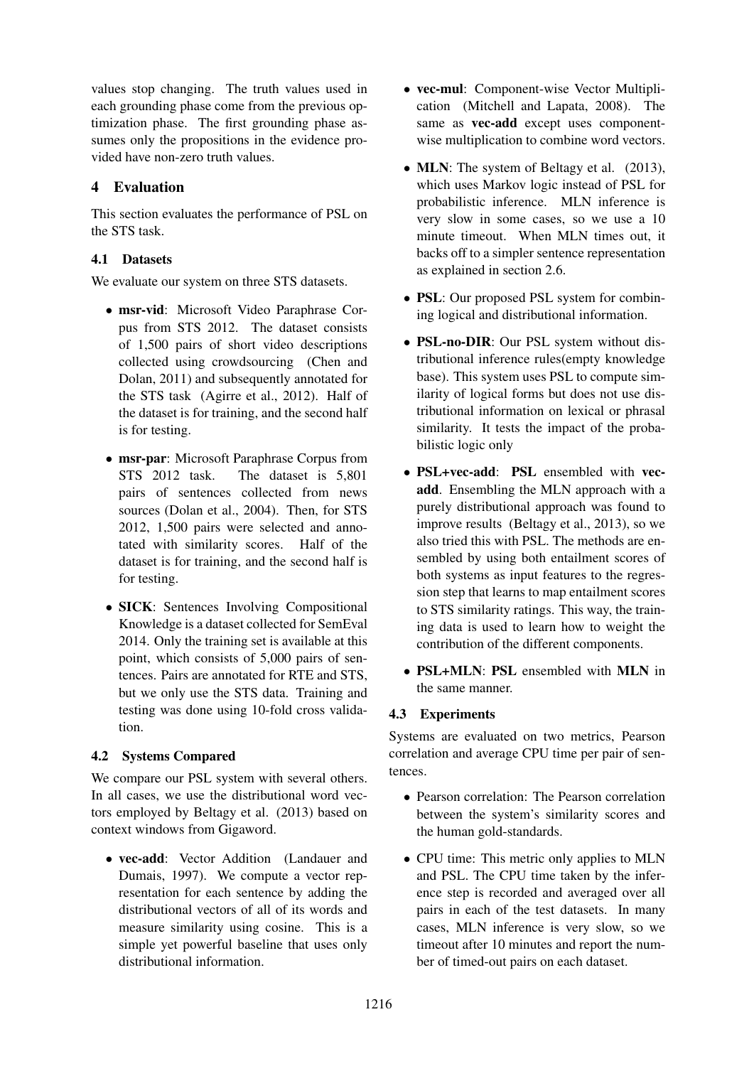values stop changing. The truth values used in each grounding phase come from the previous optimization phase. The first grounding phase assumes only the propositions in the evidence provided have non-zero truth values.

## 4 Evaluation

This section evaluates the performance of PSL on the STS task.

### 4.1 Datasets

We evaluate our system on three STS datasets.

- **msr-vid**: Microsoft Video Paraphrase Corpus from STS 2012. The dataset consists of 1,500 pairs of short video descriptions collected using crowdsourcing (Chen and Dolan, 2011) and subsequently annotated for the STS task (Agirre et al., 2012). Half of the dataset is for training, and the second half is for testing.
- **msr-par**: Microsoft Paraphrase Corpus from STS 2012 task. The dataset is 5,801 pairs of sentences collected from news sources (Dolan et al., 2004). Then, for STS 2012, 1,500 pairs were selected and annotated with similarity scores. Half of the dataset is for training, and the second half is for testing.
- **SICK**: Sentences Involving Compositional Knowledge is a dataset collected for SemEval 2014. Only the training set is available at this point, which consists of 5,000 pairs of sentences. Pairs are annotated for RTE and STS, but we only use the STS data. Training and testing was done using 10-fold cross validation.

### 4.2 Systems Compared

We compare our PSL system with several others. In all cases, we use the distributional word vectors employed by Beltagy et al. (2013) based on context windows from Gigaword.

- **vec-add**: Vector Addition (Landauer and Dumais, 1997). We compute a vector representation for each sentence by adding the distributional vectors of all of its words and measure similarity using cosine. This is a simple yet powerful baseline that uses only distributional information.
- **vec-mul**: Component-wise Vector Multiplication (Mitchell and Lapata, 2008). The same as **vec-add** except uses component-wise multiplication to combine word vectors.
- **MLN**: The system of Beltagy et al. (2013), which uses Markov logic instead of PSL for probabilistic inference. MLN inference is very slow in some cases, so we use a 10 minute timeout. When MLN times out, it backs off to a simpler sentence representation as explained in section 2.6.
- **PSL**: Our proposed PSL system for combining logical and distributional information.
- **PSL-no-DIR**: Our PSL system without distributional inference rules(empty knowledge base). This system uses PSL to compute similarity of logical forms but does not use distributional information on lexical or phrasal similarity. It tests the impact of the probabilistic logic only
- **PSL+vec-add**: **PSL** ensembled with **vec-add**. Ensembling the MLN approach with a purely distributional approach was found to improve results (Beltagy et al., 2013), so we also tried this with PSL. The methods are ensembled by using both entailment scores of both systems as input features to the regression step that learns to map entailment scores to STS similarity ratings. This way, the training data is used to learn how to weight the contribution of the different components.
- **PSL+MLN**: **PSL** ensembled with **MLN** in the same manner.

### 4.3 Experiments

Systems are evaluated on two metrics, Pearson correlation and average CPU time per pair of sentences.

- Pearson correlation: The Pearson correlation between the system's similarity scores and the human gold-standards.
- CPU time: This metric only applies to MLN and PSL. The CPU time taken by the inference step is recorded and averaged over all pairs in each of the test datasets. In many cases, MLN inference is very slow, so we timeout after 10 minutes and report the number of timed-out pairs on each dataset.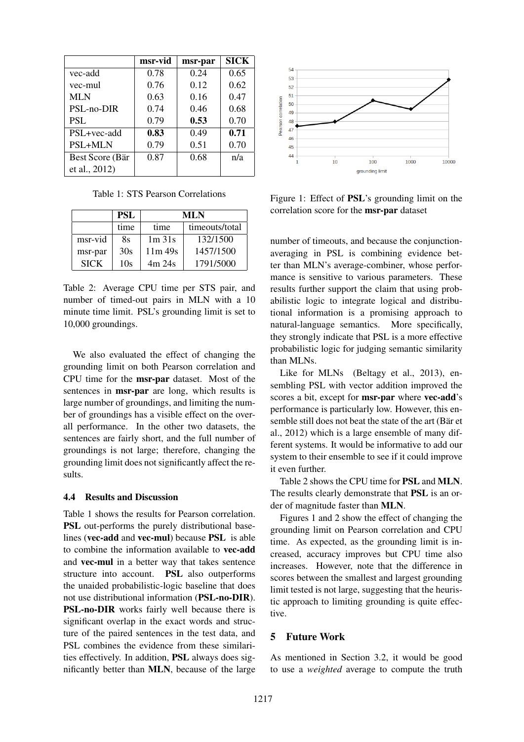|  | msr-vid | msr-par | SICK |
|---|---|---|---|
| vec-add | 0.78 | 0.24 | 0.65 |
| vec-mul | 0.76 | 0.12 | 0.62 |
| MLN | 0.63 | 0.16 | 0.47 |
| PSL-no-DIR | 0.74 | 0.46 | 0.68 |
| PSL | 0.79 | **0.53** | 0.70 |
| PSL+vec-add | **0.83** | 0.49 | **0.71** |
| PSL+MLN | 0.79 | 0.51 | 0.70 |
| Best Score (Bär et al., 2012) | 0.87 | 0.68 | n/a |

Table 1: STS Pearson Correlations

|  | PSL | MLN |  |
|---|---|---|---|
|  | time | time | timeouts/total |
| msr-vid | 8s | 1m 31s | 132/1500 |
| msr-par | 30s | 11m 49s | 1457/1500 |
| SICK | 10s | 4m 24s | 1791/5000 |

Table 2: Average CPU time per STS pair, and number of timed-out pairs in MLN with a 10 minute time limit. PSL's grounding limit is set to 10,000 groundings.

We also evaluated the effect of changing the grounding limit on both Pearson correlation and CPU time for the **msr-par** dataset. Most of the sentences in **msr-par** are long, which results is large number of groundings, and limiting the number of groundings has a visible effect on the overall performance. In the other two datasets, the sentences are fairly short, and the full number of groundings is not large; therefore, changing the grounding limit does not significantly affect the results.

### 4.4 Results and Discussion

Table 1 shows the results for Pearson correlation. **PSL** out-performs the purely distributional baselines (**vec-add** and **vec-mul**) because **PSL** is able to combine the information available to **vec-add** and **vec-mul** in a better way that takes sentence structure into account. **PSL** also outperforms the unaided probabilistic-logic baseline that does not use distributional information (**PSL-no-DIR**). **PSL-no-DIR** works fairly well because there is significant overlap in the exact words and structure of the paired sentences in the test data, and PSL combines the evidence from these similarities effectively. In addition, **PSL** always does significantly better than **MLN**, because of the large

Figure 1: Effect of **PSL**'s grounding limit on the correlation score for the **msr-par** dataset

number of timeouts, and because the conjunction-averaging in PSL is combining evidence better than MLN's average-combiner, whose performance is sensitive to various parameters. These results further support the claim that using probabilistic logic to integrate logical and distributional information is a promising approach to natural-language semantics. More specifically, they strongly indicate that PSL is a more effective probabilistic logic for judging semantic similarity than MLNs.

Like for MLNs (Beltagy et al., 2013), ensembling PSL with vector addition improved the scores a bit, except for **msr-par** where **vec-add**'s performance is particularly low. However, this ensemble still does not beat the state of the art (Bär et al., 2012) which is a large ensemble of many different systems. It would be informative to add our system to their ensemble to see if it could improve it even further.

Table 2 shows the CPU time for **PSL** and **MLN**. The results clearly demonstrate that **PSL** is an order of magnitude faster than **MLN**.

Figures 1 and 2 show the effect of changing the grounding limit on Pearson correlation and CPU time. As expected, as the grounding limit is increased, accuracy improves but CPU time also increases. However, note that the difference in scores between the smallest and largest grounding limit tested is not large, suggesting that the heuristic approach to limiting grounding is quite effective.

## 5 Future Work

As mentioned in Section 3.2, it would be good to use a *weighted* average to compute the truth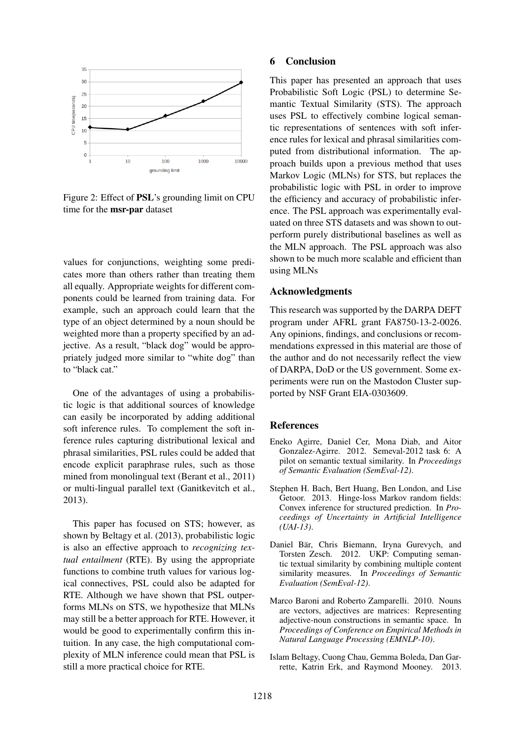Figure 2: Effect of **PSL**'s grounding limit on CPU time for the **msr-par** dataset

values for conjunctions, weighting some predicates more than others rather than treating them all equally. Appropriate weights for different components could be learned from training data. For example, such an approach could learn that the type of an object determined by a noun should be weighted more than a property specified by an adjective. As a result, "black dog" would be appropriately judged more similar to "white dog" than to "black cat."

One of the advantages of using a probabilistic logic is that additional sources of knowledge can easily be incorporated by adding additional soft inference rules. To complement the soft inference rules capturing distributional lexical and phrasal similarities, PSL rules could be added that encode explicit paraphrase rules, such as those mined from monolingual text (Berant et al., 2011) or multi-lingual parallel text (Ganitkevitch et al., 2013).

This paper has focused on STS; however, as shown by Beltagy et al. (2013), probabilistic logic is also an effective approach to *recognizing textual entailment* (RTE). By using the appropriate functions to combine truth values for various logical connectives, PSL could also be adapted for RTE. Although we have shown that PSL outperforms MLNs on STS, we hypothesize that MLNs may still be a better approach for RTE. However, it would be good to experimentally confirm this intuition. In any case, the high computational complexity of MLN inference could mean that PSL is still a more practical choice for RTE.

## 6 Conclusion

This paper has presented an approach that uses Probabilistic Soft Logic (PSL) to determine Semantic Textual Similarity (STS). The approach uses PSL to effectively combine logical semantic representations of sentences with soft inference rules for lexical and phrasal similarities computed from distributional information. The approach builds upon a previous method that uses Markov Logic (MLNs) for STS, but replaces the probabilistic logic with PSL in order to improve the efficiency and accuracy of probabilistic inference. The PSL approach was experimentally evaluated on three STS datasets and was shown to outperform purely distributional baselines as well as the MLN approach. The PSL approach was also shown to be much more scalable and efficient than using MLNs

## Acknowledgments

This research was supported by the DARPA DEFT program under AFRL grant FA8750-13-2-0026. Any opinions, findings, and conclusions or recommendations expressed in this material are those of the author and do not necessarily reflect the view of DARPA, DoD or the US government. Some experiments were run on the Mastodon Cluster supported by NSF Grant EIA-0303609.

## References

Eneko Agirre, Daniel Cer, Mona Diab, and Aitor Gonzalez-Agirre. 2012. Semeval-2012 task 6: A pilot on semantic textual similarity. In *Proceedings of Semantic Evaluation (SemEval-12)*.

Stephen H. Bach, Bert Huang, Ben London, and Lise Getoor. 2013. Hinge-loss Markov random fields: Convex inference for structured prediction. In *Proceedings of Uncertainty in Artificial Intelligence (UAI-13)*.

Daniel Bär, Chris Biemann, Iryna Gurevych, and Torsten Zesch. 2012. UKP: Computing semantic textual similarity by combining multiple content similarity measures. In *Proceedings of Semantic Evaluation (SemEval-12)*.

Marco Baroni and Roberto Zamparelli. 2010. Nouns are vectors, adjectives are matrices: Representing adjective-noun constructions in semantic space. In *Proceedings of Conference on Empirical Methods in Natural Language Processing (EMNLP-10)*.

Islam Beltagy, Cuong Chau, Gemma Boleda, Dan Garrette, Katrin Erk, and Raymond Mooney. 2013.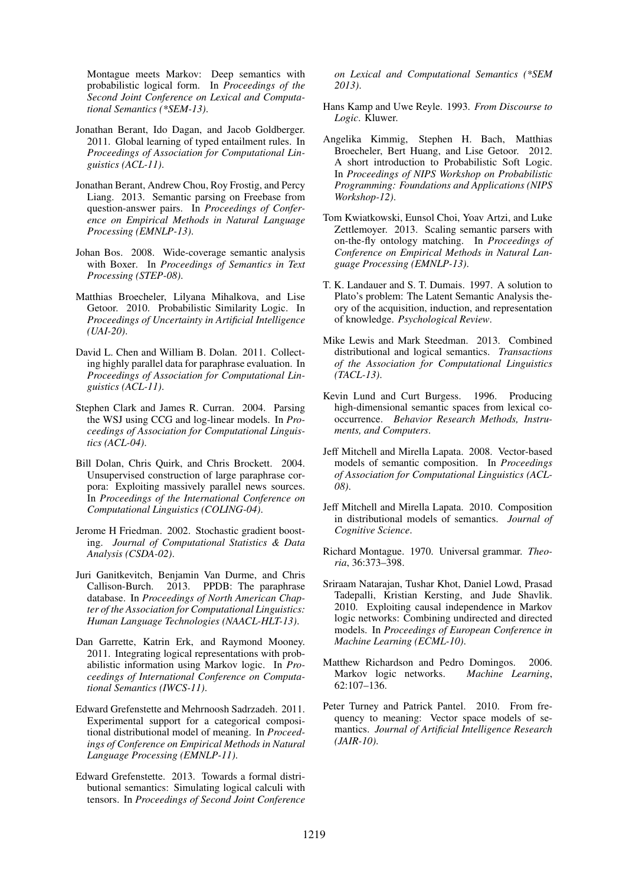Montague meets Markov: Deep semantics with probabilistic logical form. In *Proceedings of the Second Joint Conference on Lexical and Computational Semantics (*SEM-13)*.

Jonathan Berant, Ido Dagan, and Jacob Goldberger. 2011. Global learning of typed entailment rules. In *Proceedings of Association for Computational Linguistics (ACL-11)*.

Jonathan Berant, Andrew Chou, Roy Frostig, and Percy Liang. 2013. Semantic parsing on Freebase from question-answer pairs. In *Proceedings of Conference on Empirical Methods in Natural Language Processing (EMNLP-13)*.

Johan Bos. 2008. Wide-coverage semantic analysis with Boxer. In *Proceedings of Semantics in Text Processing (STEP-08)*.

Matthias Broecheler, Lilyana Mihalkova, and Lise Getoor. 2010. Probabilistic Similarity Logic. In *Proceedings of Uncertainty in Artificial Intelligence (UAI-20)*.

David L. Chen and William B. Dolan. 2011. Collecting highly parallel data for paraphrase evaluation. In *Proceedings of Association for Computational Linguistics (ACL-11)*.

Stephen Clark and James R. Curran. 2004. Parsing the WSJ using CCG and log-linear models. In *Proceedings of Association for Computational Linguistics (ACL-04)*.

Bill Dolan, Chris Quirk, and Chris Brockett. 2004. Unsupervised construction of large paraphrase corpora: Exploiting massively parallel news sources. In *Proceedings of the International Conference on Computational Linguistics (COLING-04)*.

Jerome H Friedman. 2002. Stochastic gradient boosting. *Journal of Computational Statistics & Data Analysis (CSDA-02)*.

Juri Ganitkevitch, Benjamin Van Durme, and Chris Callison-Burch. 2013. PPDB: The paraphrase database. In *Proceedings of North American Chapter of the Association for Computational Linguistics: Human Language Technologies (NAACL-HLT-13)*.

Dan Garrette, Katrin Erk, and Raymond Mooney. 2011. Integrating logical representations with probabilistic information using Markov logic. In *Proceedings of International Conference on Computational Semantics (IWCS-11)*.

Edward Grefenstette and Mehrnoosh Sadrzadeh. 2011. Experimental support for a categorical compositional distributional model of meaning. In *Proceedings of Conference on Empirical Methods in Natural Language Processing (EMNLP-11)*.

Edward Grefenstette. 2013. Towards a formal distributional semantics: Simulating logical calculi with tensors. In *Proceedings of Second Joint Conference on Lexical and Computational Semantics (*SEM 2013)*.

Hans Kamp and Uwe Reyle. 1993. *From Discourse to Logic*. Kluwer.

Angelika Kimmig, Stephen H. Bach, Matthias Broecheler, Bert Huang, and Lise Getoor. 2012. A short introduction to Probabilistic Soft Logic. In *Proceedings of NIPS Workshop on Probabilistic Programming: Foundations and Applications (NIPS Workshop-12)*.

Tom Kwiatkowski, Eunsol Choi, Yoav Artzi, and Luke Zettlemoyer. 2013. Scaling semantic parsers with on-the-fly ontology matching. In *Proceedings of Conference on Empirical Methods in Natural Language Processing (EMNLP-13)*.

T. K. Landauer and S. T. Dumais. 1997. A solution to Plato's problem: The Latent Semantic Analysis theory of the acquisition, induction, and representation of knowledge. *Psychological Review*.

Mike Lewis and Mark Steedman. 2013. Combined distributional and logical semantics. *Transactions of the Association for Computational Linguistics (TACL-13)*.

Kevin Lund and Curt Burgess. 1996. Producing high-dimensional semantic spaces from lexical co-occurrence. *Behavior Research Methods, Instruments, and Computers*.

Jeff Mitchell and Mirella Lapata. 2008. Vector-based models of semantic composition. In *Proceedings of Association for Computational Linguistics (ACL-08)*.

Jeff Mitchell and Mirella Lapata. 2010. Composition in distributional models of semantics. *Journal of Cognitive Science*.

Richard Montague. 1970. Universal grammar. *Theoria*, 36:373–398.

Sriraam Natarajan, Tushar Khot, Daniel Lowd, Prasad Tadepalli, Kristian Kersting, and Jude Shavlik. 2010. Exploiting causal independence in Markov logic networks: Combining undirected and directed models. In *Proceedings of European Conference in Machine Learning (ECML-10)*.

Matthew Richardson and Pedro Domingos. 2006. Markov logic networks. *Machine Learning*, 62:107–136.

Peter Turney and Patrick Pantel. 2010. From frequency to meaning: Vector space models of semantics. *Journal of Artificial Intelligence Research (JAIR-10)*.